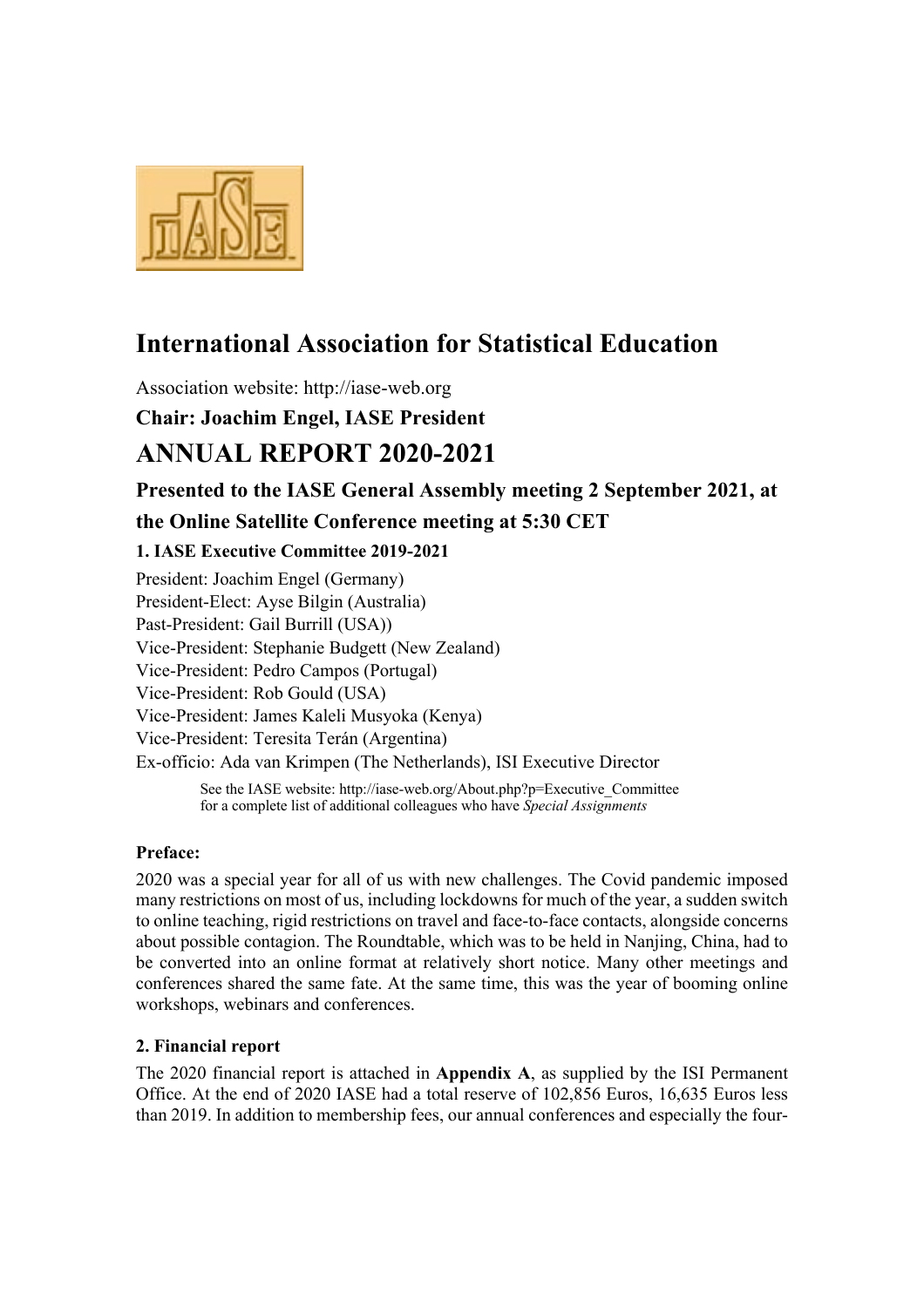# International Association for Statistical Education

Association website: http://iase-web.org

**Chair: Joachim Engel, IASE President**

## ANNUAL REPORT 2020-2021

### Presented to the IASE General Assembly meeting 2 September 2021, at the Online Satellite Conference meeting at 5:30 CET

#### 1. IASE Executive Committee 2019-2021

President: Joachim Engel (Germany)
President-Elect: Ayse Bilgin (Australia)
Past-President: Gail Burrill (USA))
Vice-President: Stephanie Budgett (New Zealand)
Vice-President: Pedro Campos (Portugal)
Vice-President: Rob Gould (USA)
Vice-President: James Kaleli Musyoka (Kenya)
Vice-President: Teresita Terán (Argentina)
Ex-officio: Ada van Krimpen (The Netherlands), ISI Executive Director

> See the IASE website: http://iase-web.org/About.php?p=Executive_Committee for a complete list of additional colleagues who have *Special Assignments*

**Preface:**

2020 was a special year for all of us with new challenges. The Covid pandemic imposed many restrictions on most of us, including lockdowns for much of the year, a sudden switch to online teaching, rigid restrictions on travel and face-to-face contacts, alongside concerns about possible contagion. The Roundtable, which was to be held in Nanjing, China, had to be converted into an online format at relatively short notice. Many other meetings and conferences shared the same fate. At the same time, this was the year of booming online workshops, webinars and conferences.

#### 2. Financial report

The 2020 financial report is attached in **Appendix A**, as supplied by the ISI Permanent Office. At the end of 2020 IASE had a total reserve of 102,856 Euros, 16,635 Euros less than 2019. In addition to membership fees, our annual conferences and especially the four-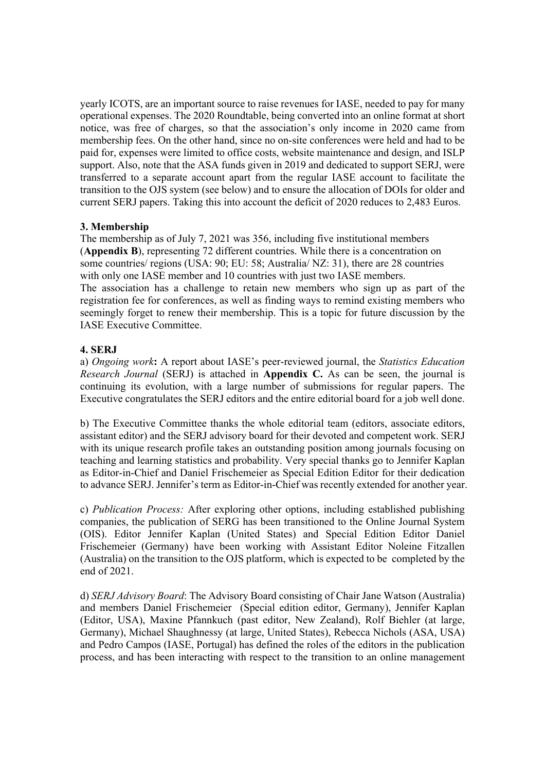yearly ICOTS, are an important source to raise revenues for IASE, needed to pay for many operational expenses. The 2020 Roundtable, being converted into an online format at short notice, was free of charges, so that the association's only income in 2020 came from membership fees. On the other hand, since no on-site conferences were held and had to be paid for, expenses were limited to office costs, website maintenance and design, and ISLP support. Also, note that the ASA funds given in 2019 and dedicated to support SERJ, were transferred to a separate account apart from the regular IASE account to facilitate the transition to the OJS system (see below) and to ensure the allocation of DOIs for older and current SERJ papers. Taking this into account the deficit of 2020 reduces to 2,483 Euros.

**3. Membership**

The membership as of July 7, 2021 was 356, including five institutional members (**Appendix B**), representing 72 different countries. While there is a concentration on some countries/ regions (USA: 90; EU: 58; Australia/ NZ: 31), there are 28 countries with only one IASE member and 10 countries with just two IASE members.

The association has a challenge to retain new members who sign up as part of the registration fee for conferences, as well as finding ways to remind existing members who seemingly forget to renew their membership. This is a topic for future discussion by the IASE Executive Committee.

**4. SERJ**

a) *Ongoing work***:** A report about IASE's peer-reviewed journal, the *Statistics Education Research Journal* (SERJ) is attached in **Appendix C.** As can be seen, the journal is continuing its evolution, with a large number of submissions for regular papers. The Executive congratulates the SERJ editors and the entire editorial board for a job well done.

b) The Executive Committee thanks the whole editorial team (editors, associate editors, assistant editor) and the SERJ advisory board for their devoted and competent work. SERJ with its unique research profile takes an outstanding position among journals focusing on teaching and learning statistics and probability. Very special thanks go to Jennifer Kaplan as Editor-in-Chief and Daniel Frischemeier as Special Edition Editor for their dedication to advance SERJ. Jennifer's term as Editor-in-Chief was recently extended for another year.

c) *Publication Process:* After exploring other options, including established publishing companies, the publication of SERG has been transitioned to the Online Journal System (OIS). Editor Jennifer Kaplan (United States) and Special Edition Editor Daniel Frischemeier (Germany) have been working with Assistant Editor Noleine Fitzallen (Australia) on the transition to the OJS platform, which is expected to be completed by the end of 2021.

d) *SERJ Advisory Board*: The Advisory Board consisting of Chair Jane Watson (Australia) and members Daniel Frischemeier (Special edition editor, Germany), Jennifer Kaplan (Editor, USA), Maxine Pfannkuch (past editor, New Zealand), Rolf Biehler (at large, Germany), Michael Shaughnessy (at large, United States), Rebecca Nichols (ASA, USA) and Pedro Campos (IASE, Portugal) has defined the roles of the editors in the publication process, and has been interacting with respect to the transition to an online management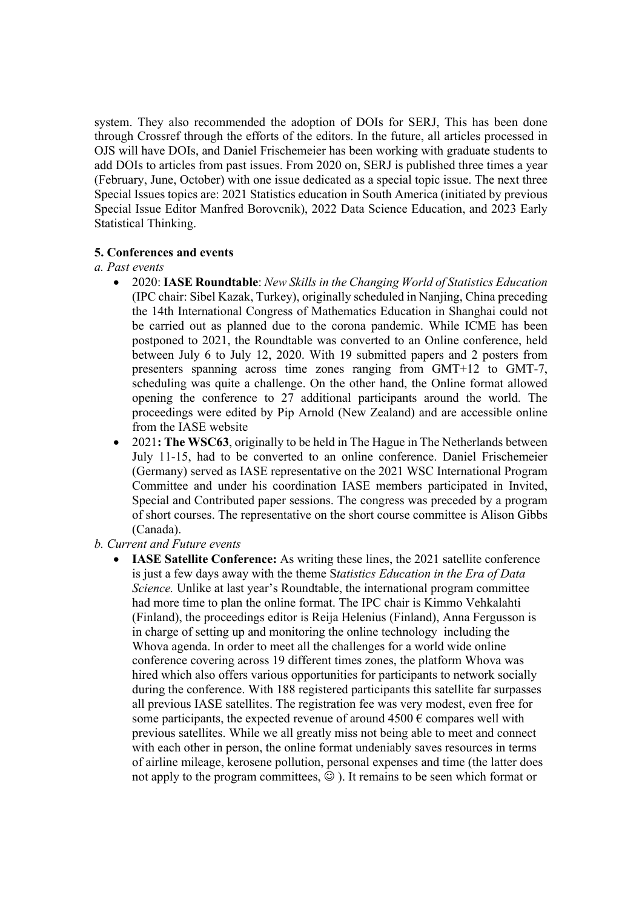system. They also recommended the adoption of DOIs for SERJ, This has been done through Crossref through the efforts of the editors. In the future, all articles processed in OJS will have DOIs, and Daniel Frischemeier has been working with graduate students to add DOIs to articles from past issues. From 2020 on, SERJ is published three times a year (February, June, October) with one issue dedicated as a special topic issue. The next three Special Issues topics are: 2021 Statistics education in South America (initiated by previous Special Issue Editor Manfred Borovcnik), 2022 Data Science Education, and 2023 Early Statistical Thinking.

**5. Conferences and events**

*a. Past events*

- 2020: **IASE Roundtable**: *New Skills in the Changing World of Statistics Education* (IPC chair: Sibel Kazak, Turkey), originally scheduled in Nanjing, China preceding the 14th International Congress of Mathematics Education in Shanghai could not be carried out as planned due to the corona pandemic. While ICME has been postponed to 2021, the Roundtable was converted to an Online conference, held between July 6 to July 12, 2020. With 19 submitted papers and 2 posters from presenters spanning across time zones ranging from GMT+12 to GMT-7, scheduling was quite a challenge. On the other hand, the Online format allowed opening the conference to 27 additional participants around the world. The proceedings were edited by Pip Arnold (New Zealand) and are accessible online from the IASE website
- 2021**: The WSC63**, originally to be held in The Hague in The Netherlands between July 11-15, had to be converted to an online conference. Daniel Frischemeier (Germany) served as IASE representative on the 2021 WSC International Program Committee and under his coordination IASE members participated in Invited, Special and Contributed paper sessions. The congress was preceded by a program of short courses. The representative on the short course committee is Alison Gibbs (Canada).

*b. Current and Future events*

- **IASE Satellite Conference:** As writing these lines, the 2021 satellite conference is just a few days away with the theme S*tatistics Education in the Era of Data Science.* Unlike at last year's Roundtable, the international program committee had more time to plan the online format. The IPC chair is Kimmo Vehkalahti (Finland), the proceedings editor is Reija Helenius (Finland), Anna Fergusson is in charge of setting up and monitoring the online technology including the Whova agenda. In order to meet all the challenges for a world wide online conference covering across 19 different times zones, the platform Whova was hired which also offers various opportunities for participants to network socially during the conference. With 188 registered participants this satellite far surpasses all previous IASE satellites. The registration fee was very modest, even free for some participants, the expected revenue of around 4500 € compares well with previous satellites. While we all greatly miss not being able to meet and connect with each other in person, the online format undeniably saves resources in terms of airline mileage, kerosene pollution, personal expenses and time (the latter does not apply to the program committees, ☺ ). It remains to be seen which format or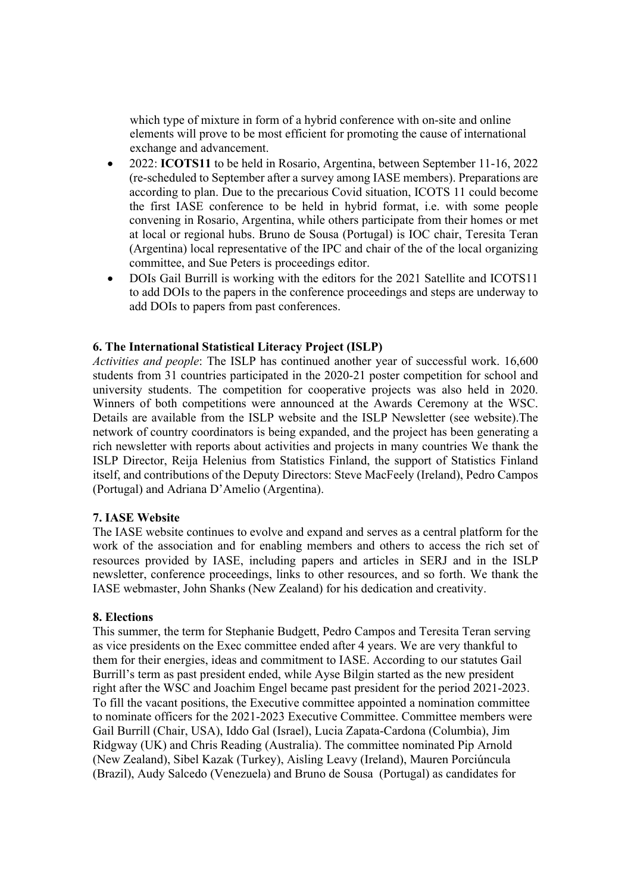which type of mixture in form of a hybrid conference with on-site and online elements will prove to be most efficient for promoting the cause of international exchange and advancement.

- 2022: **ICOTS11** to be held in Rosario, Argentina, between September 11-16, 2022 (re-scheduled to September after a survey among IASE members). Preparations are according to plan. Due to the precarious Covid situation, ICOTS 11 could become the first IASE conference to be held in hybrid format, i.e. with some people convening in Rosario, Argentina, while others participate from their homes or met at local or regional hubs. Bruno de Sousa (Portugal) is IOC chair, Teresita Teran (Argentina) local representative of the IPC and chair of the of the local organizing committee, and Sue Peters is proceedings editor.
- DOIs Gail Burrill is working with the editors for the 2021 Satellite and ICOTS11 to add DOIs to the papers in the conference proceedings and steps are underway to add DOIs to papers from past conferences.

**6. The International Statistical Literacy Project (ISLP)**

*Activities and people*: The ISLP has continued another year of successful work. 16,600 students from 31 countries participated in the 2020-21 poster competition for school and university students. The competition for cooperative projects was also held in 2020. Winners of both competitions were announced at the Awards Ceremony at the WSC. Details are available from the ISLP website and the ISLP Newsletter (see website).The network of country coordinators is being expanded, and the project has been generating a rich newsletter with reports about activities and projects in many countries We thank the ISLP Director, Reija Helenius from Statistics Finland, the support of Statistics Finland itself, and contributions of the Deputy Directors: Steve MacFeely (Ireland), Pedro Campos (Portugal) and Adriana D'Amelio (Argentina).

**7. IASE Website**

The IASE website continues to evolve and expand and serves as a central platform for the work of the association and for enabling members and others to access the rich set of resources provided by IASE, including papers and articles in SERJ and in the ISLP newsletter, conference proceedings, links to other resources, and so forth. We thank the IASE webmaster, John Shanks (New Zealand) for his dedication and creativity.

**8. Elections**

This summer, the term for Stephanie Budgett, Pedro Campos and Teresita Teran serving as vice presidents on the Exec committee ended after 4 years. We are very thankful to them for their energies, ideas and commitment to IASE. According to our statutes Gail Burrill's term as past president ended, while Ayse Bilgin started as the new president right after the WSC and Joachim Engel became past president for the period 2021-2023. To fill the vacant positions, the Executive committee appointed a nomination committee to nominate officers for the 2021-2023 Executive Committee. Committee members were Gail Burrill (Chair, USA), Iddo Gal (Israel), Lucia Zapata-Cardona (Columbia), Jim Ridgway (UK) and Chris Reading (Australia). The committee nominated Pip Arnold (New Zealand), Sibel Kazak (Turkey), Aisling Leavy (Ireland), Mauren Porciúncula (Brazil), Audy Salcedo (Venezuela) and Bruno de Sousa (Portugal) as candidates for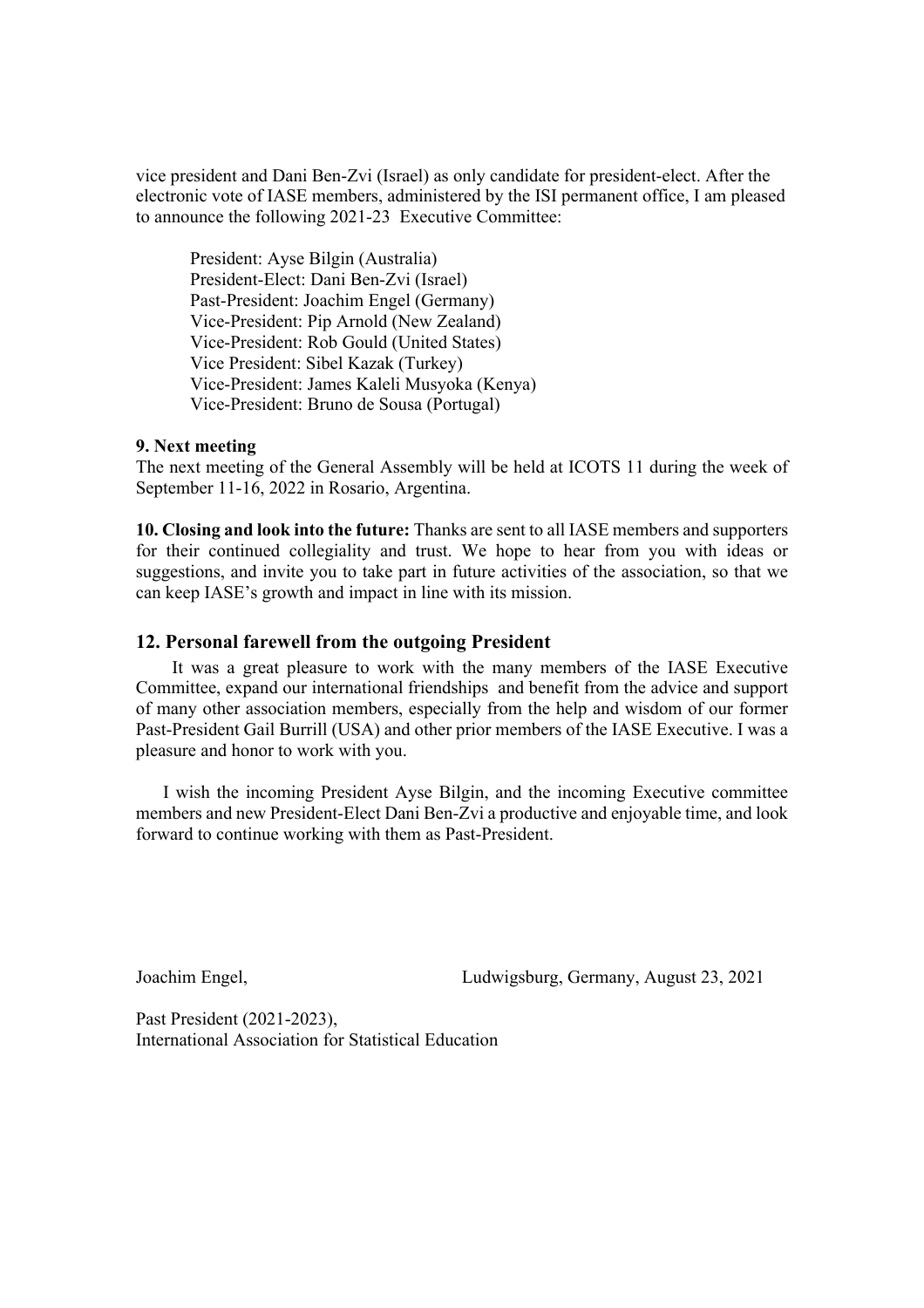vice president and Dani Ben-Zvi (Israel) as only candidate for president-elect. After the electronic vote of IASE members, administered by the ISI permanent office, I am pleased to announce the following 2021-23 Executive Committee:

President: Ayse Bilgin (Australia)  
President-Elect: Dani Ben-Zvi (Israel)  
Past-President: Joachim Engel (Germany)  
Vice-President: Pip Arnold (New Zealand)  
Vice-President: Rob Gould (United States)  
Vice President: Sibel Kazak (Turkey)  
Vice-President: James Kaleli Musyoka (Kenya)  
Vice-President: Bruno de Sousa (Portugal)

**9. Next meeting**

The next meeting of the General Assembly will be held at ICOTS 11 during the week of September 11-16, 2022 in Rosario, Argentina.

**10. Closing and look into the future:** Thanks are sent to all IASE members and supporters for their continued collegiality and trust. We hope to hear from you with ideas or suggestions, and invite you to take part in future activities of the association, so that we can keep IASE's growth and impact in line with its mission.

## 12. Personal farewell from the outgoing President

It was a great pleasure to work with the many members of the IASE Executive Committee, expand our international friendships and benefit from the advice and support of many other association members, especially from the help and wisdom of our former Past-President Gail Burrill (USA) and other prior members of the IASE Executive. I was a pleasure and honor to work with you.

I wish the incoming President Ayse Bilgin, and the incoming Executive committee members and new President-Elect Dani Ben-Zvi a productive and enjoyable time, and look forward to continue working with them as Past-President.

Joachim Engel, Ludwigsburg, Germany, August 23, 2021

Past President (2021-2023),  
International Association for Statistical Education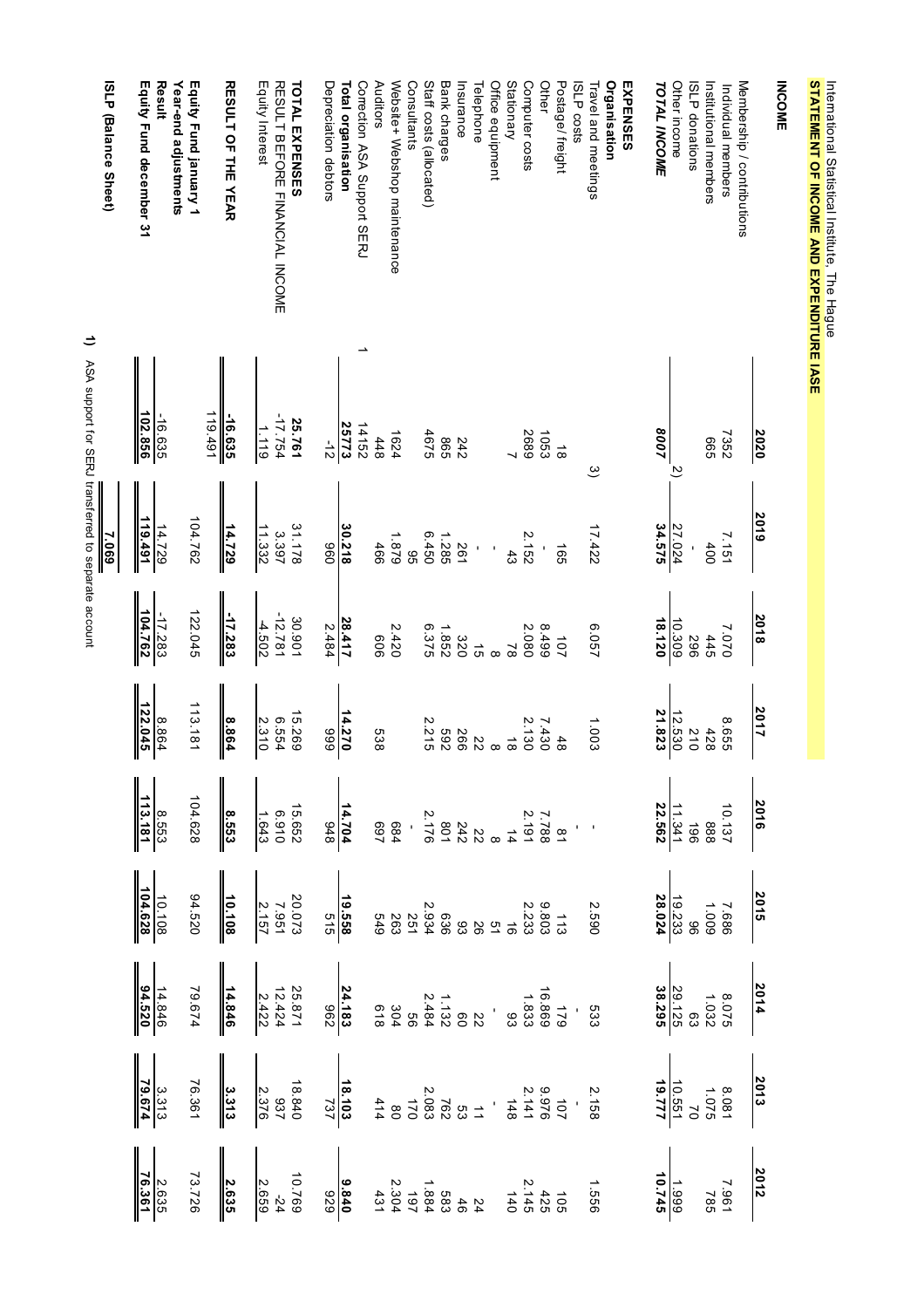International Statistical Institute, The Hague

**STATEMENT OF INCOME AND EXPENDITURE IASE**

| | | 2020 | 2019 | 2018 | 2017 | 2016 | 2015 | 2014 | 2013 | 2012 |
|---|---|---|---|---|---|---|---|---|---|---|
| **INCOME** | | | | | | | | | | |
| Membership / contributions | | | | | | | | | | |
| Individual members | | 7352 | 7.151 | 7.070 | 8.655 | 10.137 | 7.686 | 8.075 | 8.081 | 7.961 |
| Institutional members | | 665 | 400 | 445 | 428 | 888 | 1.009 | 1.032 | 1.075 | 785 |
| ISLP donations | | | - | 296 | 210 | 196 | 96 | 63 | 70 | |
| Other income | 2) | | 27.024 | 10.309 | 12.530 | 11.341 | 19.233 | 29.125 | 10.551 | 1.999 |
| ***TOTAL INCOME*** | | ***8007*** | ***34.575*** | ***18.120*** | ***21.823*** | ***22.562*** | ***28.024*** | ***38.295*** | ***19.777*** | ***10.745*** |
| **EXPENSES** | | | | | | | | | | |
| **Organisation** | | | | | | | | | | |
| Travel and meetings | 3) | | 17.422 | 6.057 | 1.003 | - | 2.590 | 533 | 2.158 | 1.556 |
| ISLP costs | | | | | | - | | - | - | |
| Postage/freight | | 18 | 165 | 107 | 48 | 81 | 113 | 179 | 107 | 105 |
| Other | | 1053 | - | 8.499 | 7.430 | 7.788 | 9.803 | 16.869 | 9.976 | 425 |
| Computer costs | | 2689 | 2.152 | 2.080 | 2.130 | 2.191 | 2.233 | 1.833 | 2.141 | 2.145 |
| Stationary | | 7 | 43 | 78 | 18 | 14 | 16 | 93 | 148 | 140 |
| Office equipment | | | | 8 | 8 | 8 | 51 | - | - | |
| Telephone | | - | - | 15 | 22 | 22 | 26 | 22 | 11 | 24 |
| Insurance | | 242 | 261 | 320 | 266 | 242 | 93 | 60 | 53 | 46 |
| Bank charges | | 865 | 1.285 | 1.852 | 592 | 801 | 636 | 1.132 | 762 | 583 |
| Staff costs (allocated) | | 4675 | 6.450 | 6.375 | 2.215 | 2.176 | 2.934 | 2.484 | 2.083 | 1.884 |
| Consultants | | | 95 | | | - | 251 | 56 | 170 | 197 |
| Website+ Webshop maintenance | | 1624 | 1.879 | 2.420 | | 684 | 263 | 304 | 80 | 2.304 |
| Auditors | | 448 | 466 | 606 | 538 | 697 | 549 | 618 | 414 | 431 |
| Correction ASA Support SERJ | 1 | 14152 | | | | | | | | |
| **Total organisation** | | **25773** | **30.218** | **28.417** | **14.270** | **14.704** | **19.558** | **24.183** | **18.103** | **9.840** |
| Depreciation debtors | | -12 | 960 | 2.484 | 999 | 948 | 515 | 962 | 737 | 929 |
| **TOTAL EXPENSES** | | **25.761** | **31.178** | **30.901** | **15.269** | **15.652** | **20.073** | **25.871** | **18.840** | **10.769** |
| RESULT BEFORE FINANCIAL INCOME | | -17.754 | 3.397 | -12.781 | 6.554 | 6.910 | 7.951 | 12.424 | 937 | -24 |
| Equity Interest | | 1.119 | 11.332 | -4.502 | 2.310 | 1.643 | 2.157 | 2.422 | 2.376 | 2.659 |
| **RESULT OF THE YEAR** | | **-16.635** | **14.729** | **-17.283** | **8.864** | **8.553** | **10.108** | **14.846** | **3.313** | **2.635** |
| **Equity Fund january 1** | | 119.491 | 104.762 | 122.045 | 113.181 | 104.628 | 94.520 | 79.674 | 76.361 | 73.726 |
| **Year-end adjustments** | | | | | | | | | | |
| **Result** | | -16.635 | 14.729 | -17.283 | 8.864 | 8.553 | 10.108 | 14.846 | 3.313 | 2.635 |
| **Equity Fund december 31** | | **102.856** | **119.491** | **104.762** | **122.045** | **113.181** | **104.628** | **94.520** | **79.674** | **76.361** |
| **ISLP (Balance Sheet)** | | | **7.069** | | | | | | | |

**1)** ASA support for SERJ transferred to separate account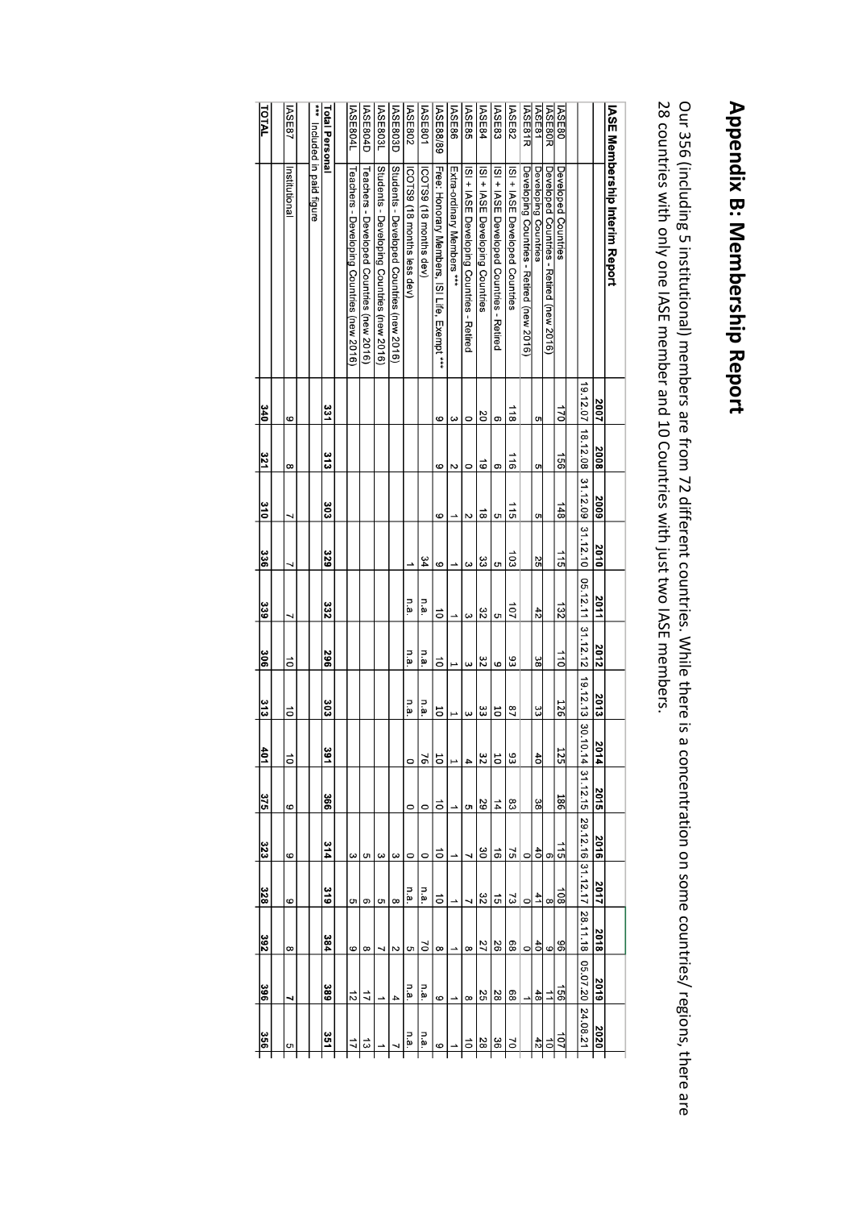# Appendix B: Membership Report

Our 356 (including 5 institutional) members are from 72 different countries. While there is a concentration on some countries/ regions, there are 28 countries with only one IASE member and 10 Countries with just two IASE members.

| IASE Membership Interim Report | | 2007 | 2008 | 2009 | 2010 | 2011 | 2012 | 2013 | 2014 | 2015 | 2016 | 2017 | 2018 | 2019 | 2020 |
|---|---|---|---|---|---|---|---|---|---|---|---|---|---|---|---|
| | | 19.12.07 | 18.12.08 | 31.12.09 | 31.12.10 | 05.12.11 | 31.12.12 | 19.12.13 | 30.10.14 | 31.12.15 | 29.12.16 | 31.12.17 | 28.11.18 | 05.07.20 | 24.08.21 |
| IASE80 | Developed Countries | 170 | 156 | 148 | 115 | 132 | 110 | 126 | 125 | 186 | 115 | 108 | 96 | 156 | 107 |
| IASE80R | Developed Countries - Retired (new 2016) | | | | | | | | | | 6 | 8 | 9 | 11 | 10 |
| IASE81 | Developing Countries | 5 | 5 | 5 | 25 | 42 | 38 | 33 | 40 | 38 | 40 | 41 | 40 | 48 | 42 |
| IASE81R | Developing Countries - Retired (new 2016) | | | | | | | | | | 0 | 0 | 0 | 1 | |
| IASE82 | ISI + IASE Developed Countries | 118 | 116 | 115 | 103 | 107 | 93 | 87 | 93 | 83 | 75 | 73 | 68 | 68 | 70 |
| IASE83 | ISI + IASE Developed Countries - Retired | 6 | 6 | 5 | 5 | 5 | 9 | 10 | 10 | 14 | 16 | 15 | 26 | 28 | 36 |
| IASE84 | ISI + IASE Developing Countries | 20 | 19 | 18 | 33 | 32 | 32 | 33 | 32 | 29 | 30 | 32 | 27 | 25 | 28 |
| IASE85 | ISI + IASE Developing Countries - Retired | 0 | 0 | 2 | 3 | 3 | 3 | 3 | 4 | 5 | 7 | 7 | 8 | 8 | 10 |
| IASE86 | Extra-ordinary Members *** | 3 | 2 | 1 | 1 | 1 | 1 | 1 | 1 | 1 | 1 | 1 | 1 | 1 | 1 |
| IASE88/89 | Free: Honorary Members, ISI Life, Exempt *** | 9 | 9 | 9 | 9 | 10 | 10 | 10 | 10 | 10 | 10 | 10 | 8 | 9 | 9 |
| IASE801 | ICOTS9 (18 months dev) | | | | 34 | n.a. | n.a. | n.a. | 76 | 0 | 0 | n.a. | 70 | n.a. | n.a. |
| IASE802 | ICOTS9 (18 months less dev) | | | | 1 | n.a. | n.a. | n.a. | 0 | 0 | 0 | n.a. | 5 | n.a. | n.a. |
| IASE803D | Students - Developed Countries (new 2016) | | | | | | | | | | 3 | 8 | 2 | 4 | 7 |
| IASE803L | Students - Developing Countries (new 2016) | | | | | | | | | | 3 | 5 | 7 | 1 | 1 |
| IASE804D | Teachers - Developed Countries (new 2016) | | | | | | | | | | 5 | 6 | 8 | 17 | 13 |
| IASE804L | Teachers - Developing Countries (new 2016) | | | | | | | | | | 3 | 5 | 9 | 12 | 17 |
| **Total Personal** | | **331** | **313** | **303** | **329** | **332** | **296** | **303** | **391** | **366** | **314** | **319** | **384** | **389** | **351** |
| *** | included in paid figure | | | | | | | | | | | | | | |
| IASE87 | Institutional | 9 | 8 | 7 | 7 | 7 | 10 | 10 | 10 | 9 | 9 | 9 | 8 | 7 | 5 |
| **TOTAL** | | **340** | **321** | **310** | **336** | **339** | **306** | **313** | **401** | **375** | **323** | **328** | **392** | **396** | **356** |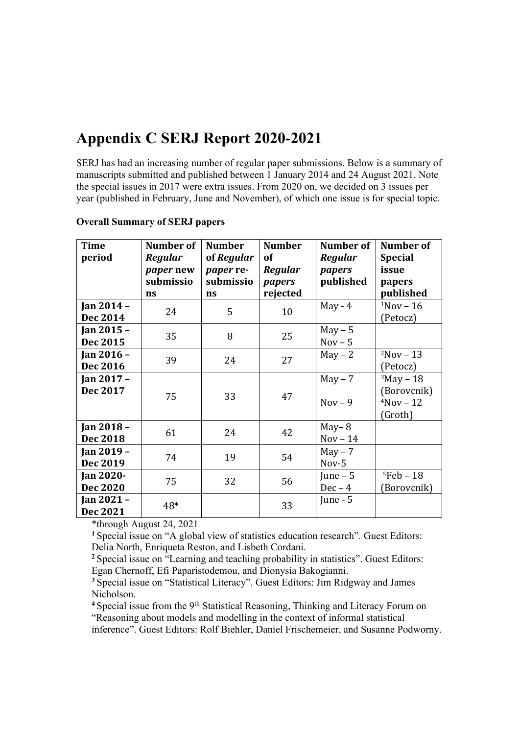# Appendix C SERJ Report 2020-2021

SERJ has had an increasing number of regular paper submissions. Below is a summary of manuscripts submitted and published between 1 January 2014 and 24 August 2021. Note the special issues in 2017 were extra issues. From 2020 on, we decided on 3 issues per year (published in February, June and November), of which one issue is for special topic.

**Overall Summary of SERJ papers**

| Time period | Number of *Regular paper* new submissions | Number of *Regular paper* re-submissions | Number of *Regular papers* rejected | Number of *Regular papers* published | Number of Special issue papers published |
|---|---|---|---|---|---|
| **Jan 2014 – Dec 2014** | 24 | 5 | 10 | May - 4 | [1]Nov – 16 (Petocz) |
| **Jan 2015 – Dec 2015** | 35 | 8 | 25 | May – 5<br>Nov – 5 | |
| **Jan 2016 – Dec 2016** | 39 | 24 | 27 | May – 2 | [2]Nov – 13 (Petocz) |
| **Jan 2017 – Dec 2017** | 75 | 33 | 47 | May – 7<br>Nov – 9 | [3]May – 18 (Borovcnik)<br>[4]Nov – 12 (Groth) |
| **Jan 2018 – Dec 2018** | 61 | 24 | 42 | May– 8<br>Nov – 14 | |
| **Jan 2019 – Dec 2019** | 74 | 19 | 54 | May – 7<br>Nov-5 | |
| **Jan 2020- Dec 2020** | 75 | 32 | 56 | June – 5<br>Dec – 4 | [5]Feb – 18 (Borovcnik) |
| **Jan 2021 – Dec 2021** | 48* | | 33 | June - 5 | |

*through August 24, 2021

[1] Special issue on "A global view of statistics education research". Guest Editors: Delia North, Enriqueta Reston, and Lisbeth Cordani.

[2] Special issue on "Learning and teaching probability in statistics". Guest Editors: Egan Chernoff, Efi Paparistodemou, and Dionysia Bakogianni.

[3] Special issue on "Statistical Literacy". Guest Editors: Jim Ridgway and James Nicholson.

[4] Special issue from the 9th Statistical Reasoning, Thinking and Literacy Forum on "Reasoning about models and modelling in the context of informal statistical inference". Guest Editors: Rolf Biehler, Daniel Frischemeier, and Susanne Podworny.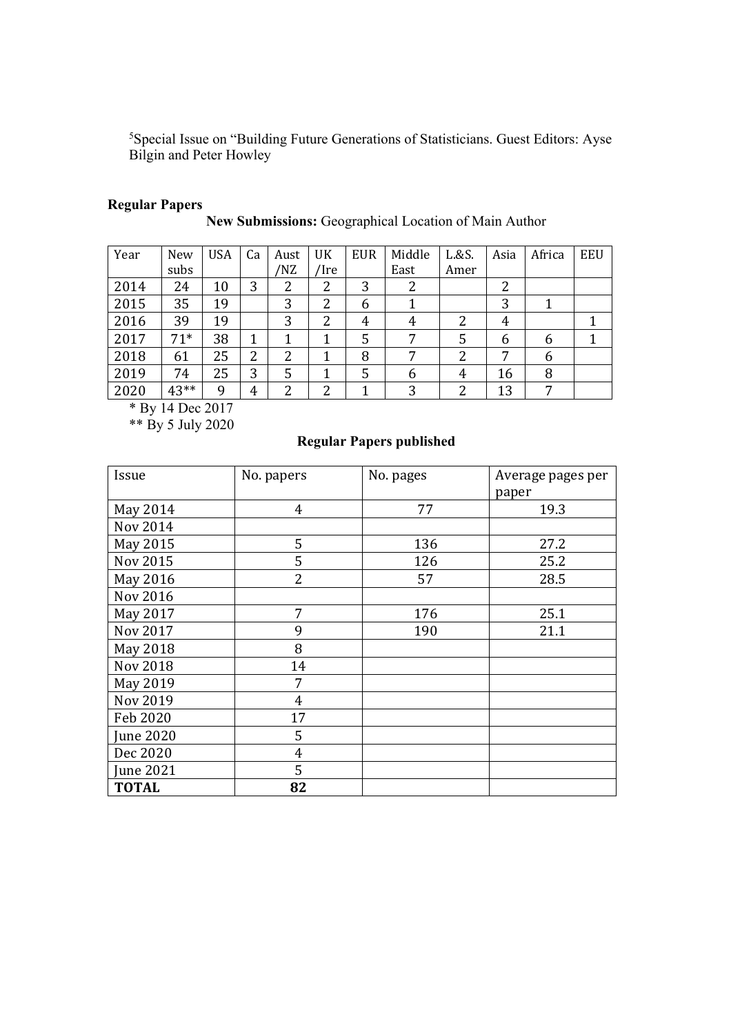[5]Special Issue on "Building Future Generations of Statisticians. Guest Editors: Ayse Bilgin and Peter Howley

**Regular Papers**

**New Submissions:** Geographical Location of Main Author

| Year | New subs | USA | Ca | Aust /NZ | UK /Ire | EUR | Middle East | L.&S. Amer | Asia | Africa | EEU |
|---|---|---|---|---|---|---|---|---|---|---|---|
| 2014 | 24 | 10 | 3 | 2 | 2 | 3 | 2 | | 2 | | |
| 2015 | 35 | 19 | | 3 | 2 | 6 | 1 | | 3 | 1 | |
| 2016 | 39 | 19 | | 3 | 2 | 4 | 4 | 2 | 4 | | 1 |
| 2017 | 71* | 38 | 1 | 1 | 1 | 5 | 7 | 5 | 6 | 6 | 1 |
| 2018 | 61 | 25 | 2 | 2 | 1 | 8 | 7 | 2 | 7 | 6 | |
| 2019 | 74 | 25 | 3 | 5 | 1 | 5 | 6 | 4 | 16 | 8 | |
| 2020 | 43** | 9 | 4 | 2 | 2 | 1 | 3 | 2 | 13 | 7 | |

\* By 14 Dec 2017

\*\* By 5 July 2020

**Regular Papers published**

| Issue | No. papers | No. pages | Average pages per paper |
|---|---|---|---|
| May 2014 | 4 | 77 | 19.3 |
| Nov 2014 | | | |
| May 2015 | 5 | 136 | 27.2 |
| Nov 2015 | 5 | 126 | 25.2 |
| May 2016 | 2 | 57 | 28.5 |
| Nov 2016 | | | |
| May 2017 | 7 | 176 | 25.1 |
| Nov 2017 | 9 | 190 | 21.1 |
| May 2018 | 8 | | |
| Nov 2018 | 14 | | |
| May 2019 | 7 | | |
| Nov 2019 | 4 | | |
| Feb 2020 | 17 | | |
| June 2020 | 5 | | |
| Dec 2020 | 4 | | |
| June 2021 | 5 | | |
| **TOTAL** | **82** | | |